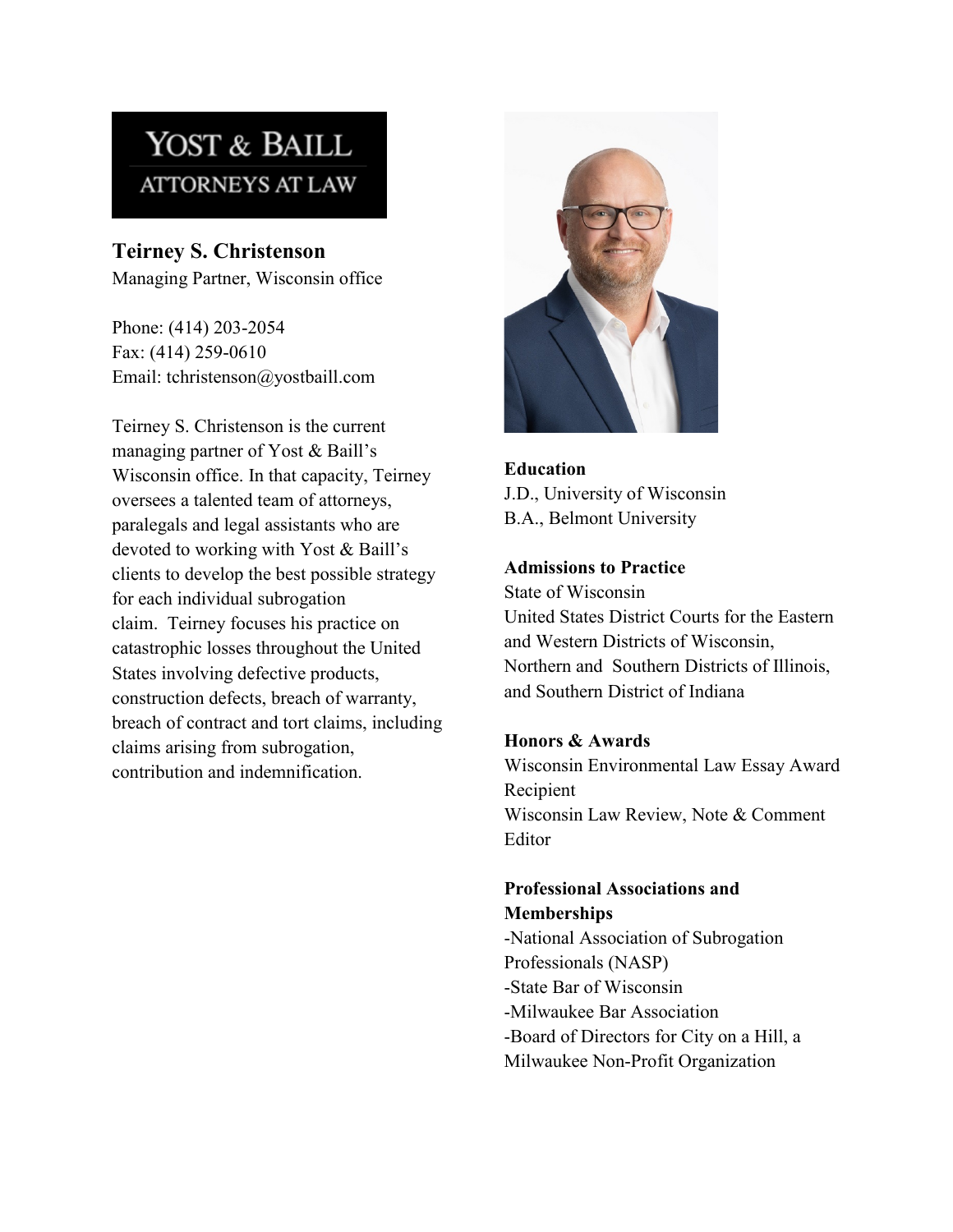YOST & BAILL
ATTORNEYS AT LAW

# Teirney S. Christenson

Managing Partner, Wisconsin office

Phone: (414) 203-2054
Fax: (414) 259-0610
Email: tchristenson@yostbaill.com

Teirney S. Christenson is the current managing partner of Yost & Baill's Wisconsin office. In that capacity, Teirney oversees a talented team of attorneys, paralegals and legal assistants who are devoted to working with Yost & Baill's clients to develop the best possible strategy for each individual subrogation claim. Teirney focuses his practice on catastrophic losses throughout the United States involving defective products, construction defects, breach of warranty, breach of contract and tort claims, including claims arising from subrogation, contribution and indemnification.

**Education**

J.D., University of Wisconsin
B.A., Belmont University

**Admissions to Practice**

State of Wisconsin
United States District Courts for the Eastern and Western Districts of Wisconsin, Northern and Southern Districts of Illinois, and Southern District of Indiana

**Honors & Awards**

Wisconsin Environmental Law Essay Award Recipient
Wisconsin Law Review, Note & Comment Editor

**Professional Associations and Memberships**

- National Association of Subrogation Professionals (NASP)
- State Bar of Wisconsin
- Milwaukee Bar Association
- Board of Directors for City on a Hill, a Milwaukee Non-Profit Organization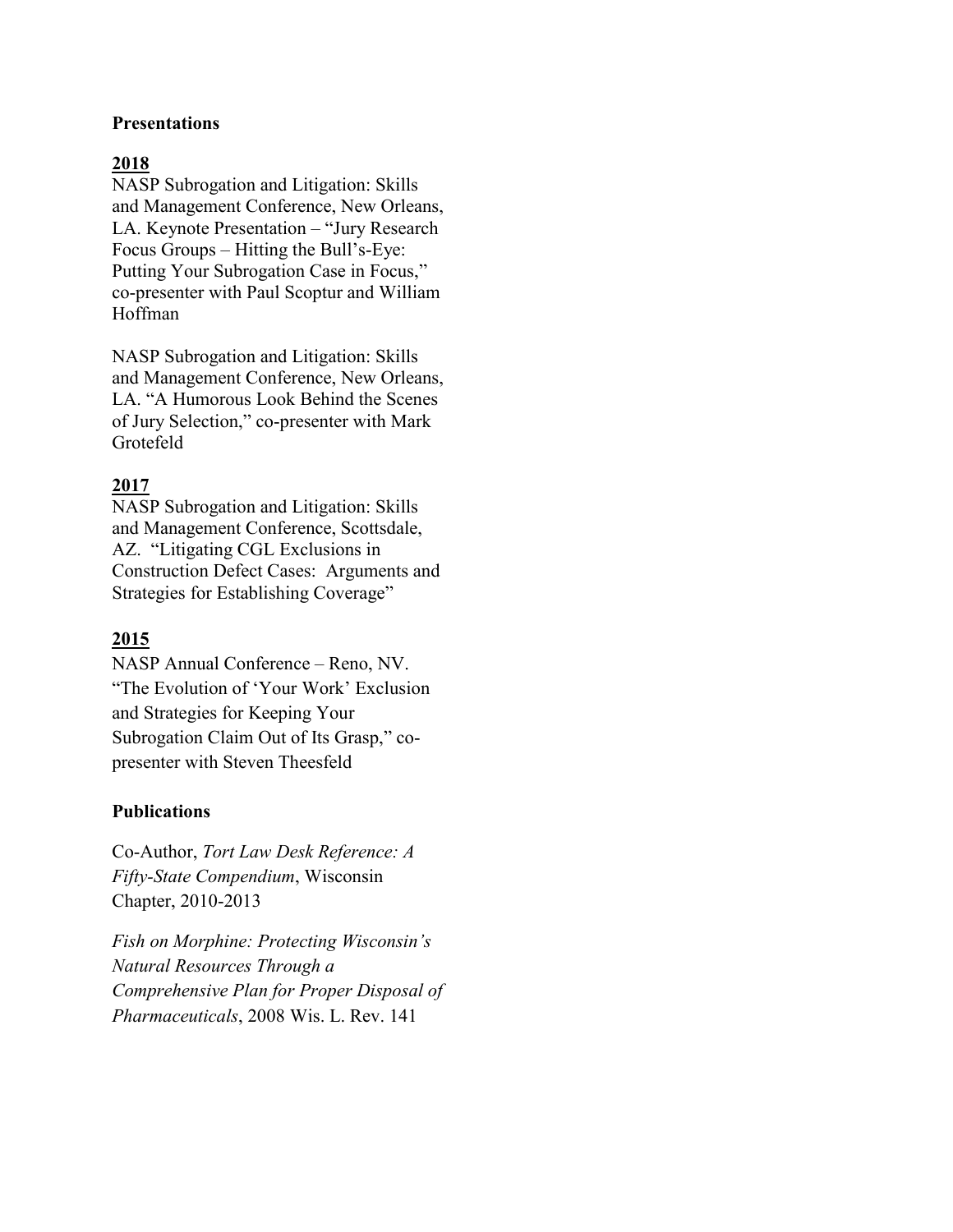**Presentations**

**2018**

NASP Subrogation and Litigation: Skills and Management Conference, New Orleans, LA. Keynote Presentation – "Jury Research Focus Groups – Hitting the Bull's-Eye: Putting Your Subrogation Case in Focus," co-presenter with Paul Scoptur and William Hoffman

NASP Subrogation and Litigation: Skills and Management Conference, New Orleans, LA. "A Humorous Look Behind the Scenes of Jury Selection," co-presenter with Mark Grotefeld

**2017**

NASP Subrogation and Litigation: Skills and Management Conference, Scottsdale, AZ. "Litigating CGL Exclusions in Construction Defect Cases: Arguments and Strategies for Establishing Coverage"

**2015**

NASP Annual Conference – Reno, NV. "The Evolution of 'Your Work' Exclusion and Strategies for Keeping Your Subrogation Claim Out of Its Grasp," co-presenter with Steven Theesfeld

**Publications**

Co-Author, *Tort Law Desk Reference: A Fifty-State Compendium*, Wisconsin Chapter, 2010-2013

*Fish on Morphine: Protecting Wisconsin's Natural Resources Through a Comprehensive Plan for Proper Disposal of Pharmaceuticals*, 2008 Wis. L. Rev. 141